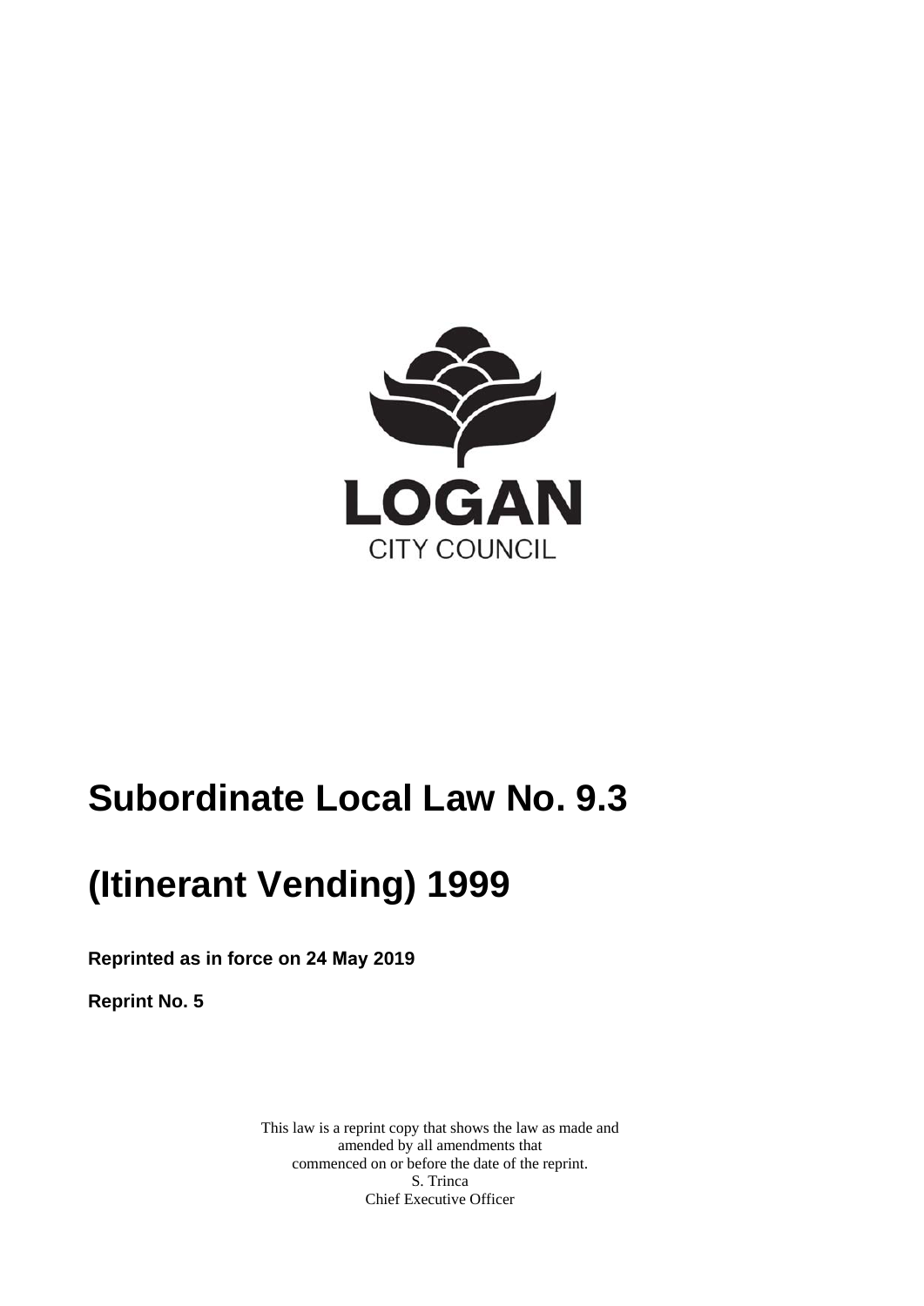LOGAN

CITY COUNCIL

# Subordinate Local Law No. 9.3

# (Itinerant Vending) 1999

**Reprinted as in force on 24 May 2019**

**Reprint No. 5**

This law is a reprint copy that shows the law as made and amended by all amendments that commenced on or before the date of the reprint.
S. Trinca
Chief Executive Officer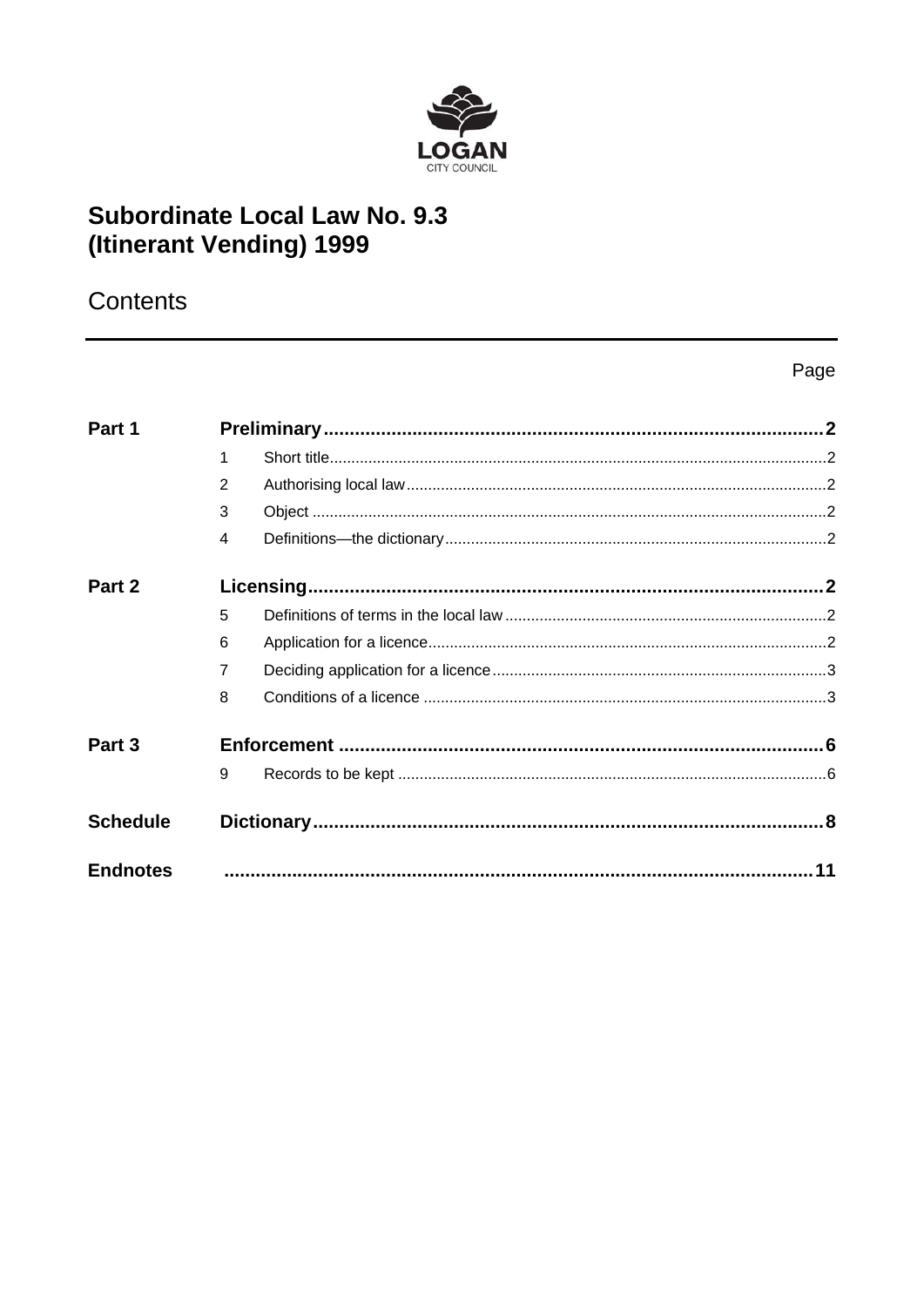LOGAN
CITY COUNCIL

# Subordinate Local Law No. 9.3 (Itinerant Vending) 1999

## Contents

| | | | Page |
|---|---|---|---|
| **Part 1** | **Preliminary** | | **2** |
| | 1 | Short title | 2 |
| | 2 | Authorising local law | 2 |
| | 3 | Object | 2 |
| | 4 | Definitions—the dictionary | 2 |
| **Part 2** | **Licensing** | | **2** |
| | 5 | Definitions of terms in the local law | 2 |
| | 6 | Application for a licence | 2 |
| | 7 | Deciding application for a licence | 3 |
| | 8 | Conditions of a licence | 3 |
| **Part 3** | **Enforcement** | | **6** |
| | 9 | Records to be kept | 6 |
| **Schedule** | **Dictionary** | | **8** |
| **Endnotes** | | | **11** |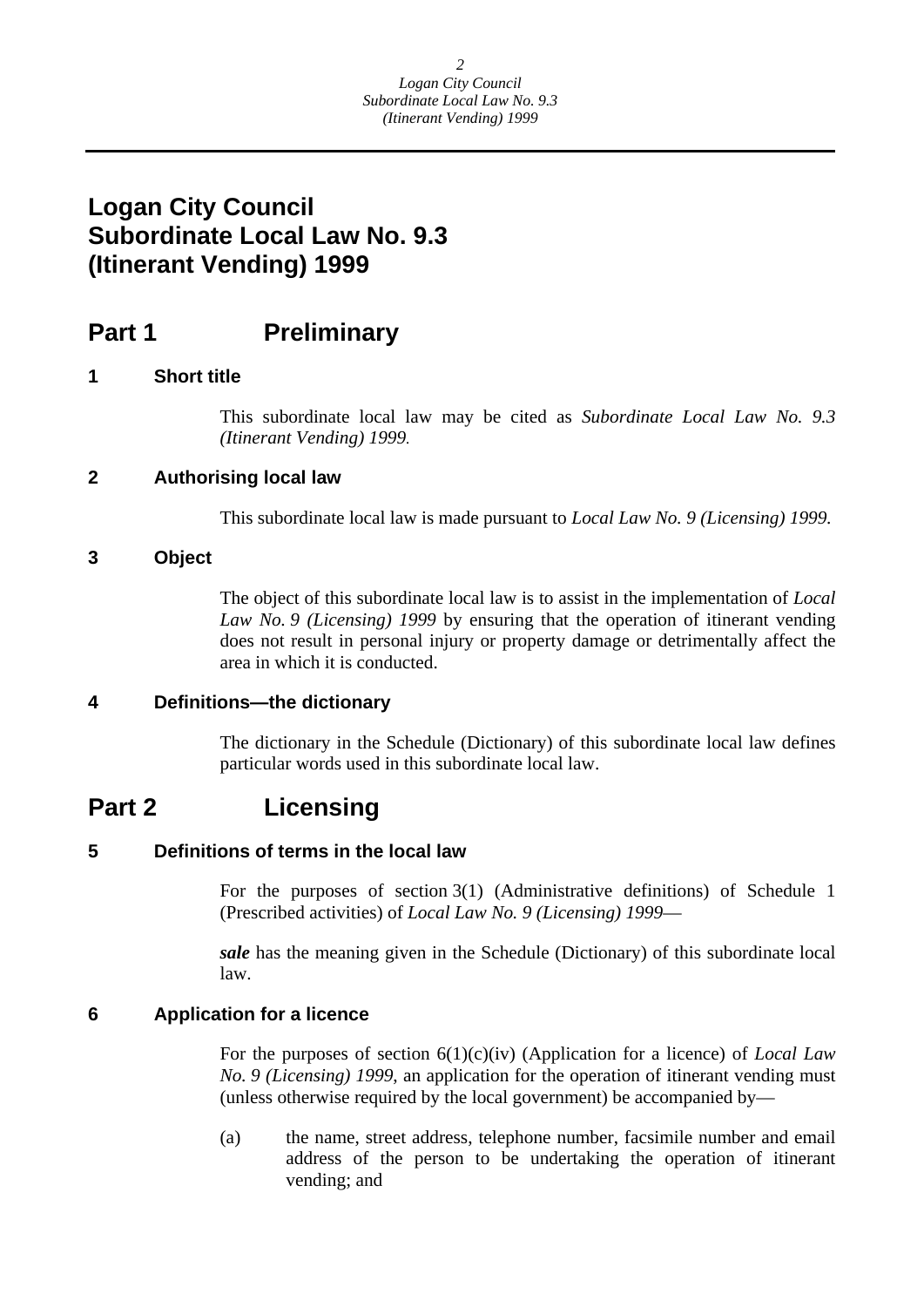# Logan City Council Subordinate Local Law No. 9.3 (Itinerant Vending) 1999

## Part 1 Preliminary

### 1 Short title

This subordinate local law may be cited as *Subordinate Local Law No. 9.3 (Itinerant Vending) 1999.*

### 2 Authorising local law

This subordinate local law is made pursuant to *Local Law No. 9 (Licensing) 1999.*

### 3 Object

The object of this subordinate local law is to assist in the implementation of *Local Law No. 9 (Licensing) 1999* by ensuring that the operation of itinerant vending does not result in personal injury or property damage or detrimentally affect the area in which it is conducted.

### 4 Definitions—the dictionary

The dictionary in the Schedule (Dictionary) of this subordinate local law defines particular words used in this subordinate local law.

## Part 2 Licensing

### 5 Definitions of terms in the local law

For the purposes of section 3(1) (Administrative definitions) of Schedule 1 (Prescribed activities) of *Local Law No. 9 (Licensing) 1999*—

***sale*** has the meaning given in the Schedule (Dictionary) of this subordinate local law.

### 6 Application for a licence

For the purposes of section 6(1)(c)(iv) (Application for a licence) of *Local Law No. 9 (Licensing) 1999*, an application for the operation of itinerant vending must (unless otherwise required by the local government) be accompanied by—

(a) the name, street address, telephone number, facsimile number and email address of the person to be undertaking the operation of itinerant vending; and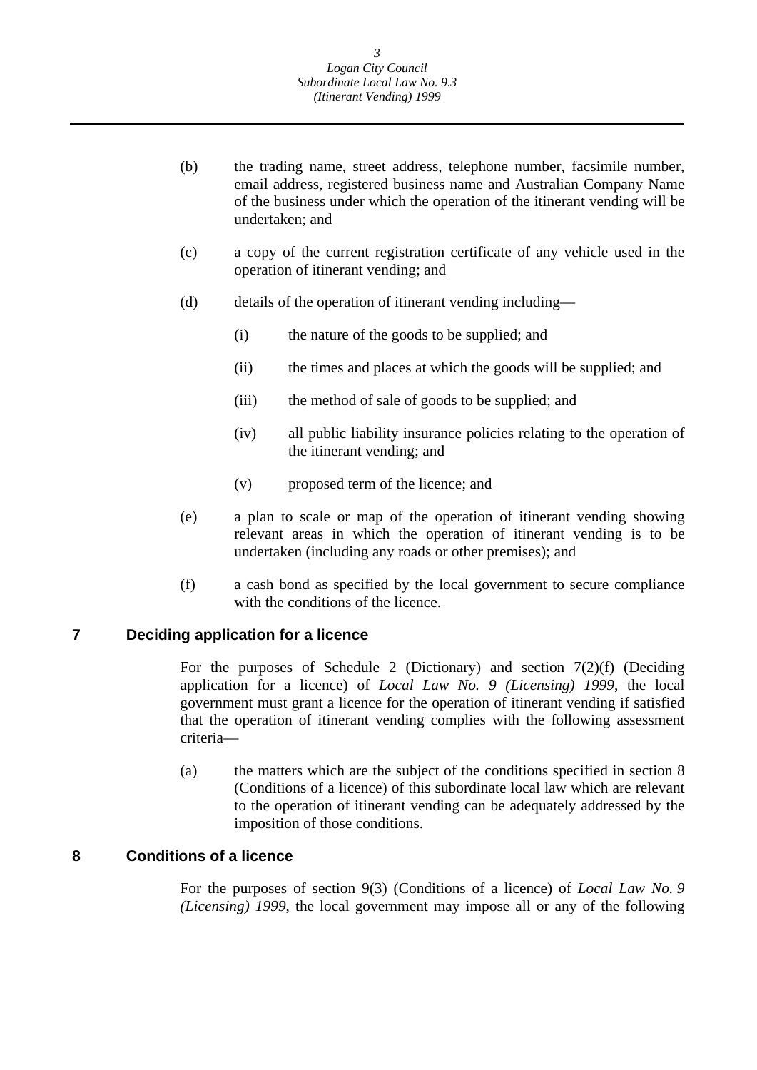(b) the trading name, street address, telephone number, facsimile number, email address, registered business name and Australian Company Name of the business under which the operation of the itinerant vending will be undertaken; and

(c) a copy of the current registration certificate of any vehicle used in the operation of itinerant vending; and

(d) details of the operation of itinerant vending including—

  (i) the nature of the goods to be supplied; and

  (ii) the times and places at which the goods will be supplied; and

  (iii) the method of sale of goods to be supplied; and

  (iv) all public liability insurance policies relating to the operation of the itinerant vending; and

  (v) proposed term of the licence; and

(e) a plan to scale or map of the operation of itinerant vending showing relevant areas in which the operation of itinerant vending is to be undertaken (including any roads or other premises); and

(f) a cash bond as specified by the local government to secure compliance with the conditions of the licence.

## 7 Deciding application for a licence

For the purposes of Schedule 2 (Dictionary) and section 7(2)(f) (Deciding application for a licence) of *Local Law No. 9 (Licensing) 1999*, the local government must grant a licence for the operation of itinerant vending if satisfied that the operation of itinerant vending complies with the following assessment criteria—

(a) the matters which are the subject of the conditions specified in section 8 (Conditions of a licence) of this subordinate local law which are relevant to the operation of itinerant vending can be adequately addressed by the imposition of those conditions.

## 8 Conditions of a licence

For the purposes of section 9(3) (Conditions of a licence) of *Local Law No. 9 (Licensing) 1999*, the local government may impose all or any of the following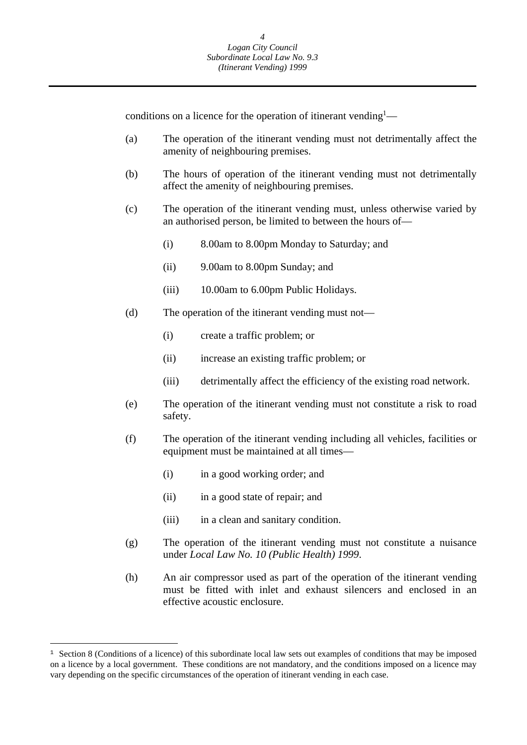conditions on a licence for the operation of itinerant vending[1]—

(a) The operation of the itinerant vending must not detrimentally affect the amenity of neighbouring premises.

(b) The hours of operation of the itinerant vending must not detrimentally affect the amenity of neighbouring premises.

(c) The operation of the itinerant vending must, unless otherwise varied by an authorised person, be limited to between the hours of—

  (i) 8.00am to 8.00pm Monday to Saturday; and

  (ii) 9.00am to 8.00pm Sunday; and

  (iii) 10.00am to 6.00pm Public Holidays.

(d) The operation of the itinerant vending must not—

  (i) create a traffic problem; or

  (ii) increase an existing traffic problem; or

  (iii) detrimentally affect the efficiency of the existing road network.

(e) The operation of the itinerant vending must not constitute a risk to road safety.

(f) The operation of the itinerant vending including all vehicles, facilities or equipment must be maintained at all times—

  (i) in a good working order; and

  (ii) in a good state of repair; and

  (iii) in a clean and sanitary condition.

(g) The operation of the itinerant vending must not constitute a nuisance under *Local Law No. 10 (Public Health) 1999*.

(h) An air compressor used as part of the operation of the itinerant vending must be fitted with inlet and exhaust silencers and enclosed in an effective acoustic enclosure.

---

[1] Section 8 (Conditions of a licence) of this subordinate local law sets out examples of conditions that may be imposed on a licence by a local government. These conditions are not mandatory, and the conditions imposed on a licence may vary depending on the specific circumstances of the operation of itinerant vending in each case.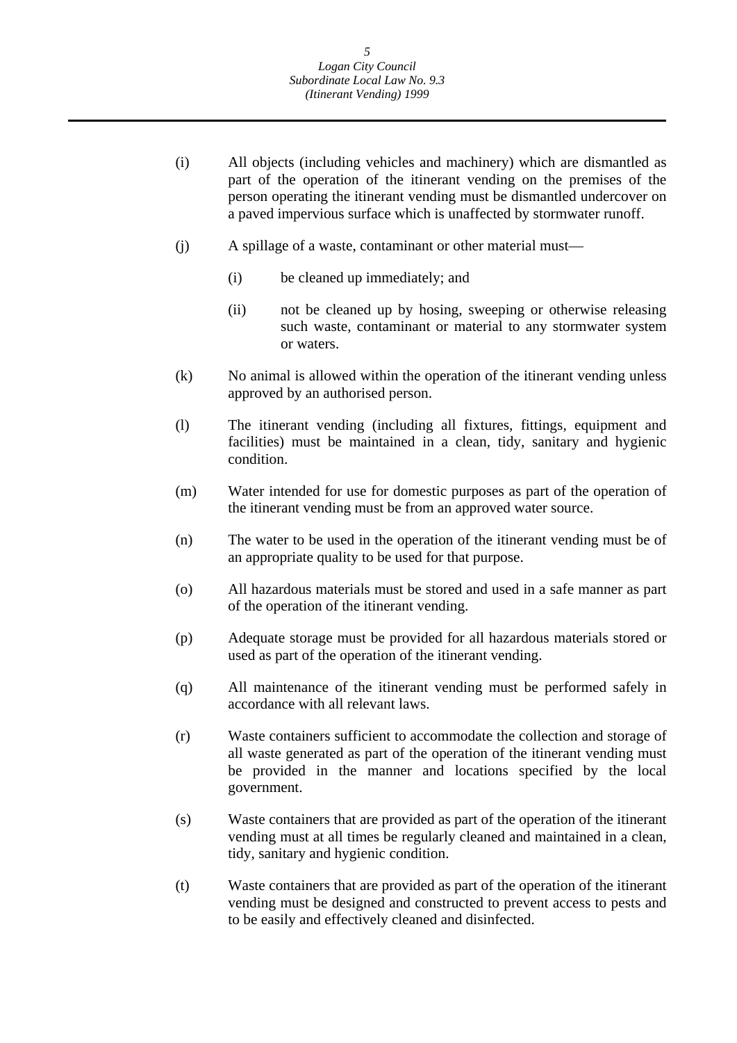(i) All objects (including vehicles and machinery) which are dismantled as part of the operation of the itinerant vending on the premises of the person operating the itinerant vending must be dismantled undercover on a paved impervious surface which is unaffected by stormwater runoff.

(j) A spillage of a waste, contaminant or other material must—

  (i) be cleaned up immediately; and

  (ii) not be cleaned up by hosing, sweeping or otherwise releasing such waste, contaminant or material to any stormwater system or waters.

(k) No animal is allowed within the operation of the itinerant vending unless approved by an authorised person.

(l) The itinerant vending (including all fixtures, fittings, equipment and facilities) must be maintained in a clean, tidy, sanitary and hygienic condition.

(m) Water intended for use for domestic purposes as part of the operation of the itinerant vending must be from an approved water source.

(n) The water to be used in the operation of the itinerant vending must be of an appropriate quality to be used for that purpose.

(o) All hazardous materials must be stored and used in a safe manner as part of the operation of the itinerant vending.

(p) Adequate storage must be provided for all hazardous materials stored or used as part of the operation of the itinerant vending.

(q) All maintenance of the itinerant vending must be performed safely in accordance with all relevant laws.

(r) Waste containers sufficient to accommodate the collection and storage of all waste generated as part of the operation of the itinerant vending must be provided in the manner and locations specified by the local government.

(s) Waste containers that are provided as part of the operation of the itinerant vending must at all times be regularly cleaned and maintained in a clean, tidy, sanitary and hygienic condition.

(t) Waste containers that are provided as part of the operation of the itinerant vending must be designed and constructed to prevent access to pests and to be easily and effectively cleaned and disinfected.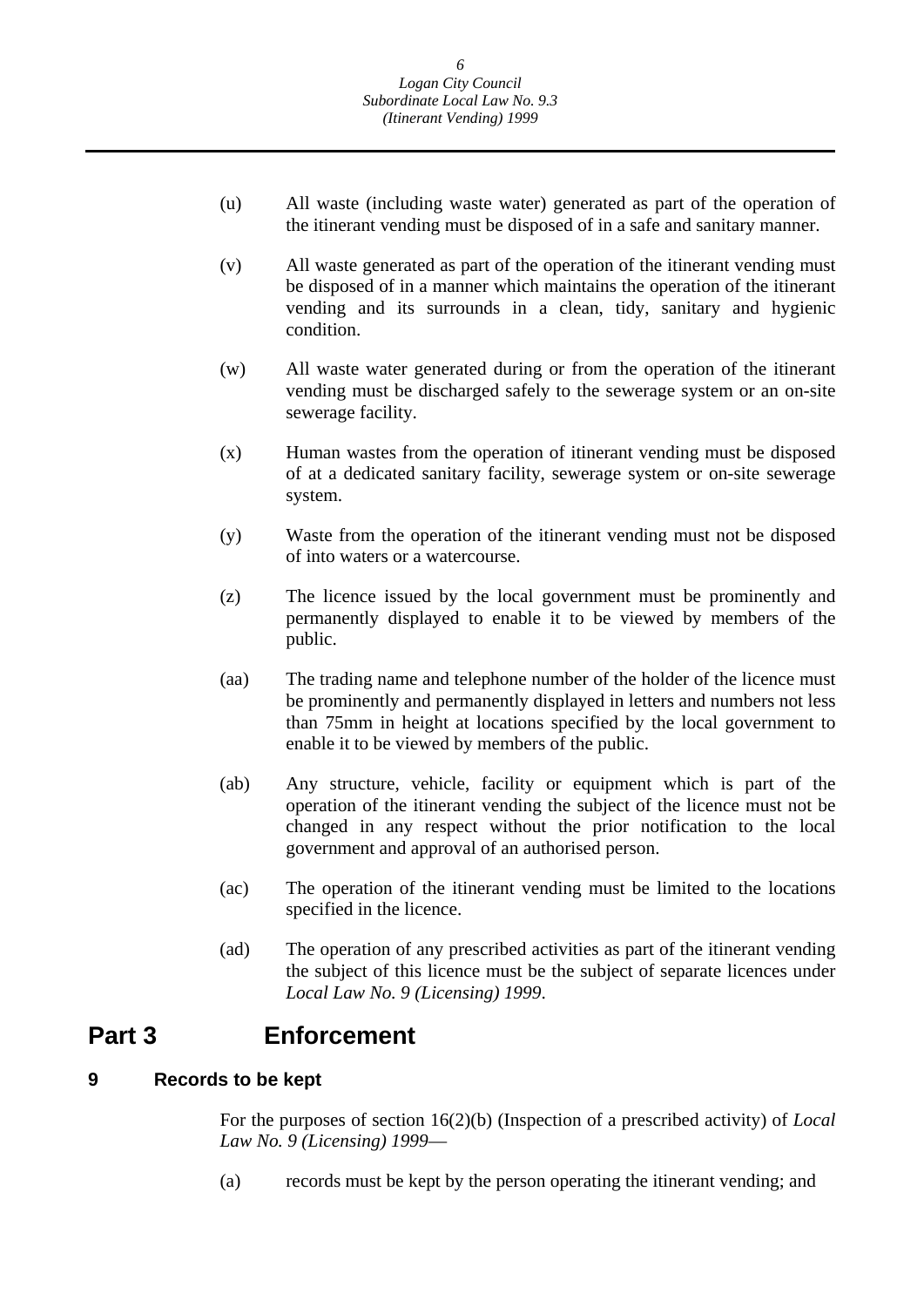(u) All waste (including waste water) generated as part of the operation of the itinerant vending must be disposed of in a safe and sanitary manner.

(v) All waste generated as part of the operation of the itinerant vending must be disposed of in a manner which maintains the operation of the itinerant vending and its surrounds in a clean, tidy, sanitary and hygienic condition.

(w) All waste water generated during or from the operation of the itinerant vending must be discharged safely to the sewerage system or an on-site sewerage facility.

(x) Human wastes from the operation of itinerant vending must be disposed of at a dedicated sanitary facility, sewerage system or on-site sewerage system.

(y) Waste from the operation of the itinerant vending must not be disposed of into waters or a watercourse.

(z) The licence issued by the local government must be prominently and permanently displayed to enable it to be viewed by members of the public.

(aa) The trading name and telephone number of the holder of the licence must be prominently and permanently displayed in letters and numbers not less than 75mm in height at locations specified by the local government to enable it to be viewed by members of the public.

(ab) Any structure, vehicle, facility or equipment which is part of the operation of the itinerant vending the subject of the licence must not be changed in any respect without the prior notification to the local government and approval of an authorised person.

(ac) The operation of the itinerant vending must be limited to the locations specified in the licence.

(ad) The operation of any prescribed activities as part of the itinerant vending the subject of this licence must be the subject of separate licences under *Local Law No. 9 (Licensing) 1999*.

# Part 3 Enforcement

## 9 Records to be kept

For the purposes of section 16(2)(b) (Inspection of a prescribed activity) of *Local Law No. 9 (Licensing) 1999*—

(a) records must be kept by the person operating the itinerant vending; and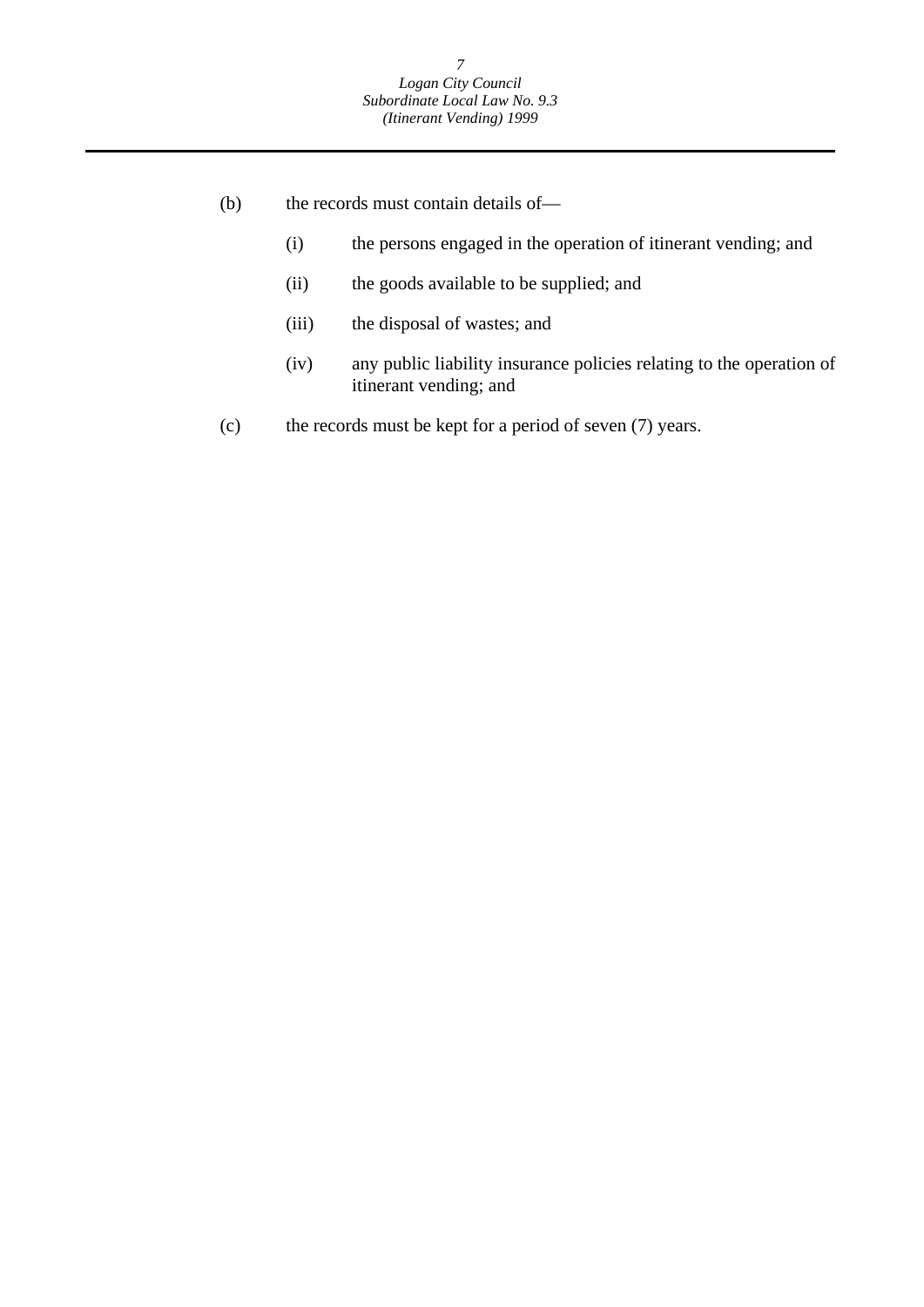(b) the records must contain details of—

  (i) the persons engaged in the operation of itinerant vending; and

  (ii) the goods available to be supplied; and

  (iii) the disposal of wastes; and

  (iv) any public liability insurance policies relating to the operation of itinerant vending; and

(c) the records must be kept for a period of seven (7) years.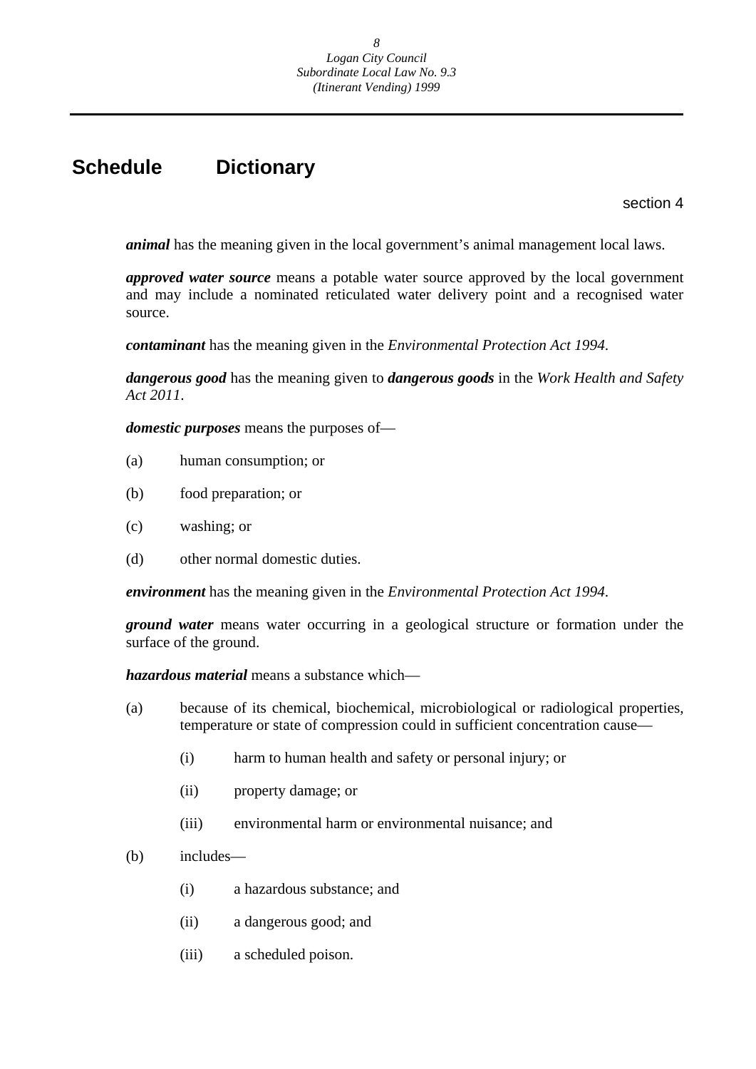# Schedule Dictionary

section 4

***animal*** has the meaning given in the local government's animal management local laws.

***approved water source*** means a potable water source approved by the local government and may include a nominated reticulated water delivery point and a recognised water source.

***contaminant*** has the meaning given in the *Environmental Protection Act 1994*.

***dangerous good*** has the meaning given to ***dangerous goods*** in the *Work Health and Safety Act 2011*.

***domestic purposes*** means the purposes of—

(a) human consumption; or

(b) food preparation; or

(c) washing; or

(d) other normal domestic duties.

***environment*** has the meaning given in the *Environmental Protection Act 1994*.

***ground water*** means water occurring in a geological structure or formation under the surface of the ground.

***hazardous material*** means a substance which—

(a) because of its chemical, biochemical, microbiological or radiological properties, temperature or state of compression could in sufficient concentration cause—

  (i) harm to human health and safety or personal injury; or

  (ii) property damage; or

  (iii) environmental harm or environmental nuisance; and

(b) includes—

  (i) a hazardous substance; and

  (ii) a dangerous good; and

  (iii) a scheduled poison.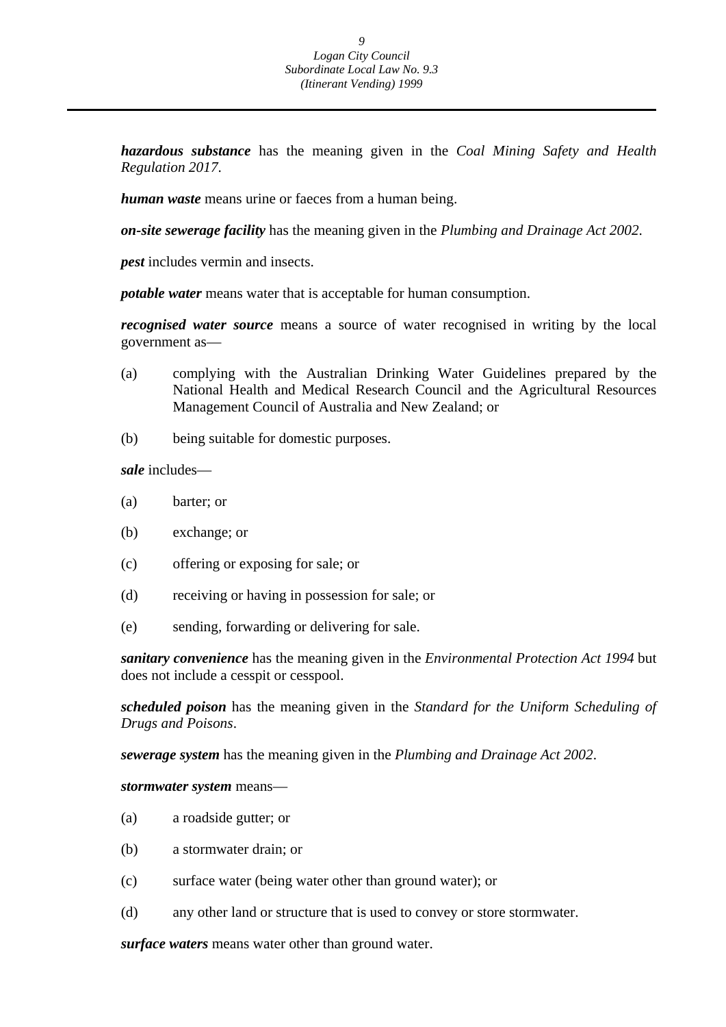***hazardous substance*** has the meaning given in the *Coal Mining Safety and Health Regulation 2017*.

***human waste*** means urine or faeces from a human being.

***on-site sewerage facility*** has the meaning given in the *Plumbing and Drainage Act 2002*.

***pest*** includes vermin and insects.

***potable water*** means water that is acceptable for human consumption.

***recognised water source*** means a source of water recognised in writing by the local government as—

(a) complying with the Australian Drinking Water Guidelines prepared by the National Health and Medical Research Council and the Agricultural Resources Management Council of Australia and New Zealand; or

(b) being suitable for domestic purposes.

***sale*** includes—

(a) barter; or

(b) exchange; or

(c) offering or exposing for sale; or

(d) receiving or having in possession for sale; or

(e) sending, forwarding or delivering for sale.

***sanitary convenience*** has the meaning given in the *Environmental Protection Act 1994* but does not include a cesspit or cesspool.

***scheduled poison*** has the meaning given in the *Standard for the Uniform Scheduling of Drugs and Poisons*.

***sewerage system*** has the meaning given in the *Plumbing and Drainage Act 2002*.

***stormwater system*** means—

(a) a roadside gutter; or

(b) a stormwater drain; or

(c) surface water (being water other than ground water); or

(d) any other land or structure that is used to convey or store stormwater.

***surface waters*** means water other than ground water.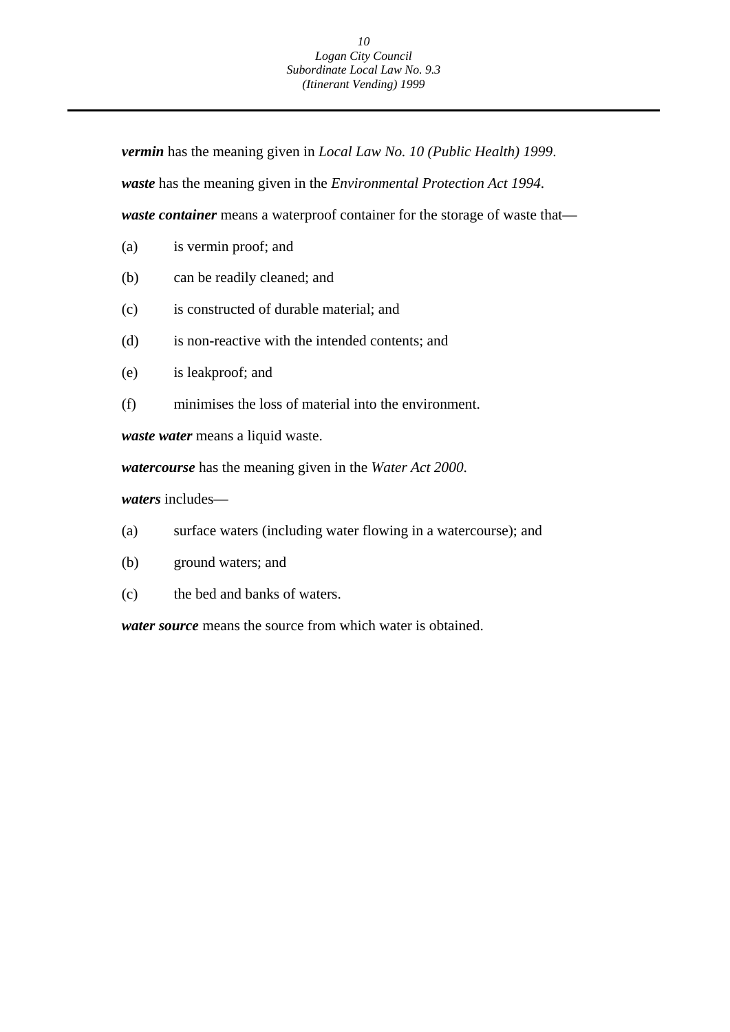***vermin*** has the meaning given in *Local Law No. 10 (Public Health) 1999*.

***waste*** has the meaning given in the *Environmental Protection Act 1994.*

***waste container*** means a waterproof container for the storage of waste that—

(a) is vermin proof; and

(b) can be readily cleaned; and

(c) is constructed of durable material; and

(d) is non-reactive with the intended contents; and

(e) is leakproof; and

(f) minimises the loss of material into the environment.

***waste water*** means a liquid waste.

***watercourse*** has the meaning given in the *Water Act 2000.*

***waters*** includes—

(a) surface waters (including water flowing in a watercourse); and

(b) ground waters; and

(c) the bed and banks of waters.

***water source*** means the source from which water is obtained.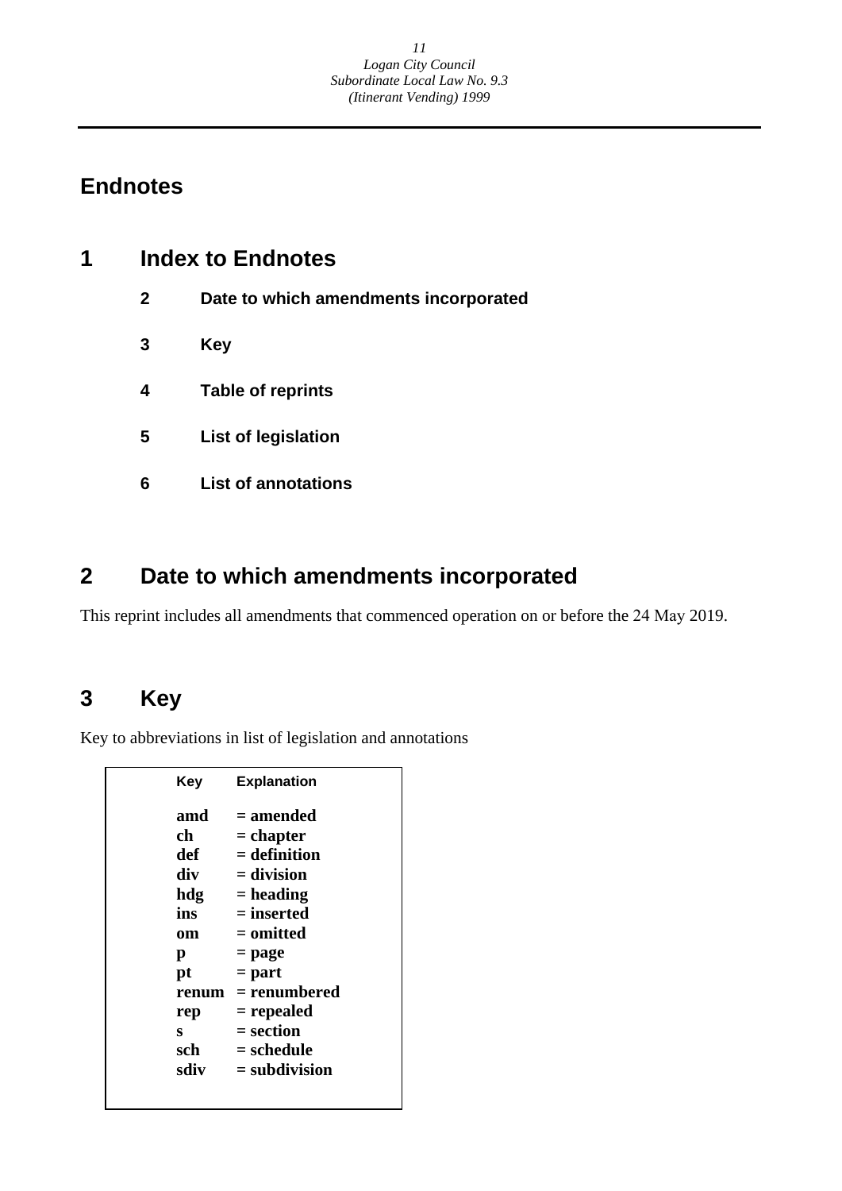# Endnotes

## 1 Index to Endnotes

**2 Date to which amendments incorporated**

**3 Key**

**4 Table of reprints**

**5 List of legislation**

**6 List of annotations**

## 2 Date to which amendments incorporated

This reprint includes all amendments that commenced operation on or before the 24 May 2019.

## 3 Key

Key to abbreviations in list of legislation and annotations

| Key | Explanation |
|---|---|
| **amd** | **= amended** |
| **ch** | **= chapter** |
| **def** | **= definition** |
| **div** | **= division** |
| **hdg** | **= heading** |
| **ins** | **= inserted** |
| **om** | **= omitted** |
| **p** | **= page** |
| **pt** | **= part** |
| **renum** | **= renumbered** |
| **rep** | **= repealed** |
| **s** | **= section** |
| **sch** | **= schedule** |
| **sdiv** | **= subdivision** |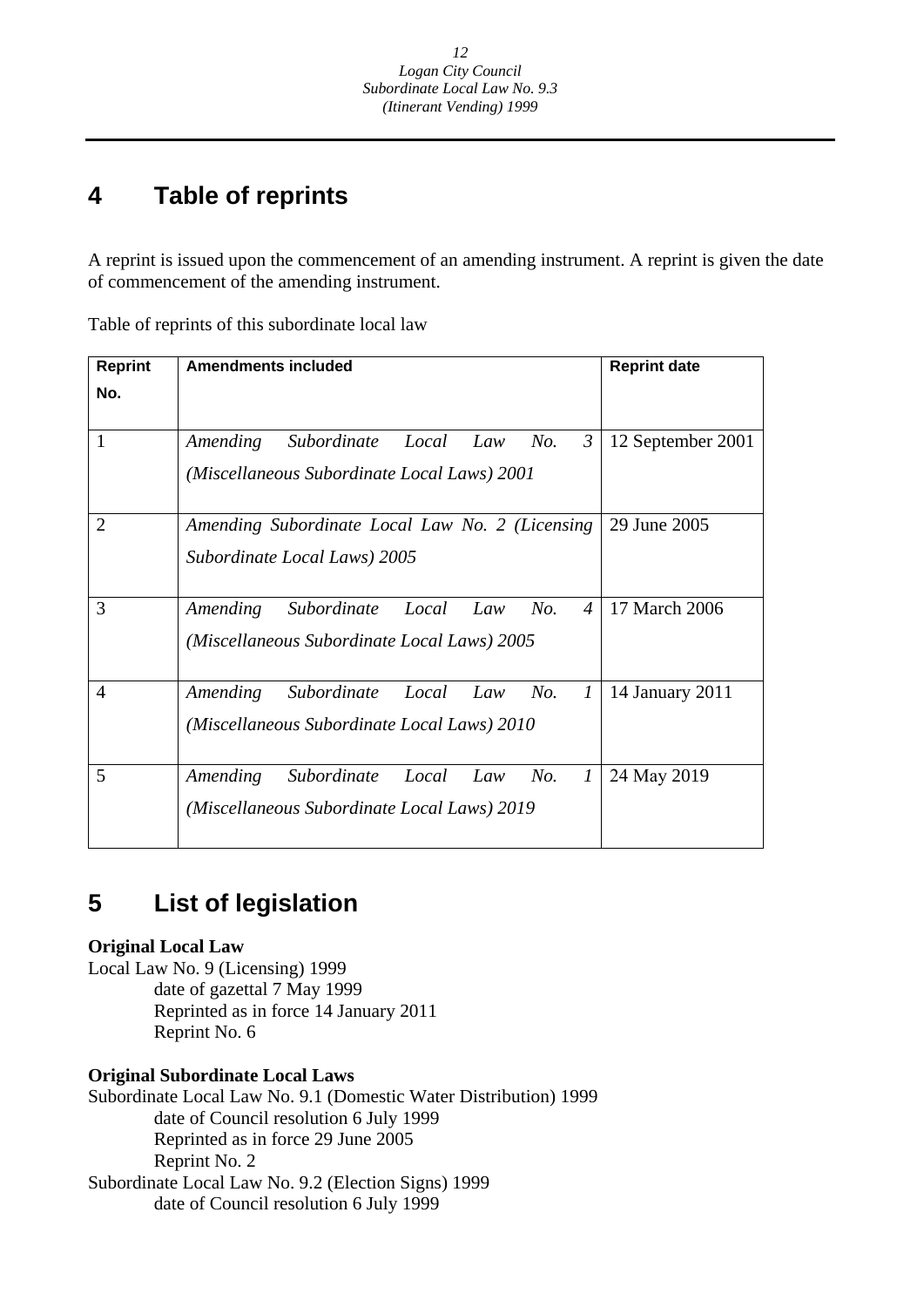# 4 Table of reprints

A reprint is issued upon the commencement of an amending instrument. A reprint is given the date of commencement of the amending instrument.

Table of reprints of this subordinate local law

| Reprint No. | Amendments included | Reprint date |
|---|---|---|
| 1 | *Amending Subordinate Local Law No. 3 (Miscellaneous Subordinate Local Laws) 2001* | 12 September 2001 |
| 2 | *Amending Subordinate Local Law No. 2 (Licensing Subordinate Local Laws) 2005* | 29 June 2005 |
| 3 | *Amending Subordinate Local Law No. 4 (Miscellaneous Subordinate Local Laws) 2005* | 17 March 2006 |
| 4 | *Amending Subordinate Local Law No. 1 (Miscellaneous Subordinate Local Laws) 2010* | 14 January 2011 |
| 5 | *Amending Subordinate Local Law No. 1 (Miscellaneous Subordinate Local Laws) 2019* | 24 May 2019 |

# 5 List of legislation

**Original Local Law**

Local Law No. 9 (Licensing) 1999
  date of gazettal 7 May 1999
  Reprinted as in force 14 January 2011
  Reprint No. 6

**Original Subordinate Local Laws**

Subordinate Local Law No. 9.1 (Domestic Water Distribution) 1999
  date of Council resolution 6 July 1999
  Reprinted as in force 29 June 2005
  Reprint No. 2

Subordinate Local Law No. 9.2 (Election Signs) 1999
  date of Council resolution 6 July 1999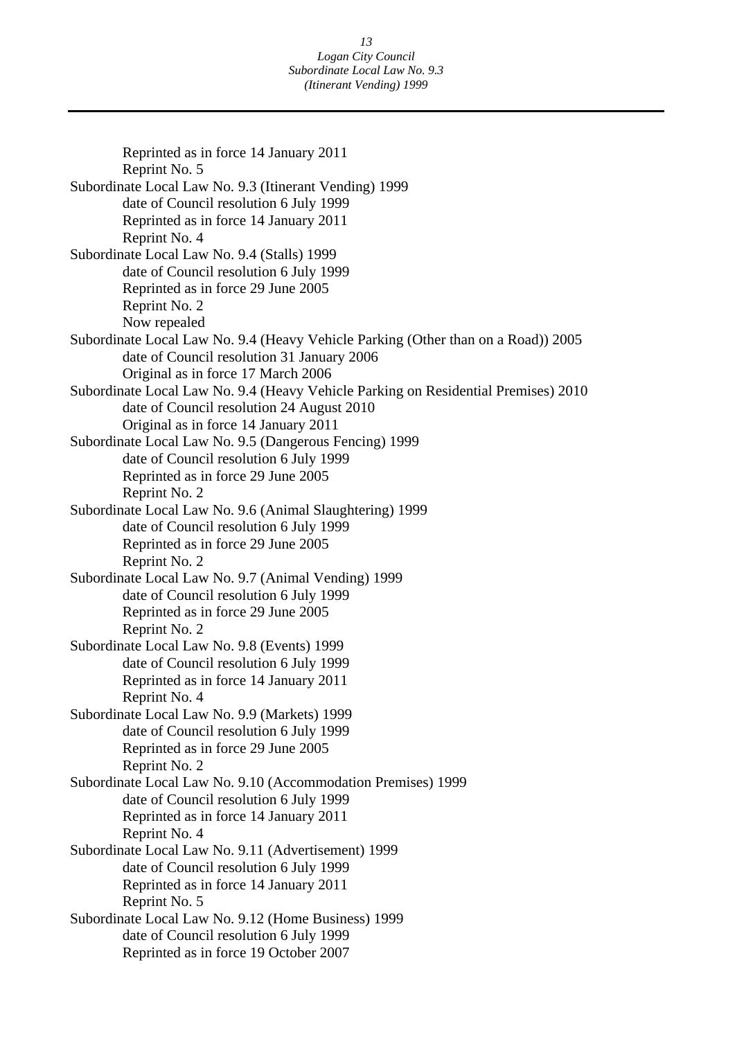Reprinted as in force 14 January 2011
Reprint No. 5

Subordinate Local Law No. 9.3 (Itinerant Vending) 1999
date of Council resolution 6 July 1999
Reprinted as in force 14 January 2011
Reprint No. 4

Subordinate Local Law No. 9.4 (Stalls) 1999
date of Council resolution 6 July 1999
Reprinted as in force 29 June 2005
Reprint No. 2
Now repealed

Subordinate Local Law No. 9.4 (Heavy Vehicle Parking (Other than on a Road)) 2005
date of Council resolution 31 January 2006
Original as in force 17 March 2006

Subordinate Local Law No. 9.4 (Heavy Vehicle Parking on Residential Premises) 2010
date of Council resolution 24 August 2010
Original as in force 14 January 2011

Subordinate Local Law No. 9.5 (Dangerous Fencing) 1999
date of Council resolution 6 July 1999
Reprinted as in force 29 June 2005
Reprint No. 2

Subordinate Local Law No. 9.6 (Animal Slaughtering) 1999
date of Council resolution 6 July 1999
Reprinted as in force 29 June 2005
Reprint No. 2

Subordinate Local Law No. 9.7 (Animal Vending) 1999
date of Council resolution 6 July 1999
Reprinted as in force 29 June 2005
Reprint No. 2

Subordinate Local Law No. 9.8 (Events) 1999
date of Council resolution 6 July 1999
Reprinted as in force 14 January 2011
Reprint No. 4

Subordinate Local Law No. 9.9 (Markets) 1999
date of Council resolution 6 July 1999
Reprinted as in force 29 June 2005
Reprint No. 2

Subordinate Local Law No. 9.10 (Accommodation Premises) 1999
date of Council resolution 6 July 1999
Reprinted as in force 14 January 2011
Reprint No. 4

Subordinate Local Law No. 9.11 (Advertisement) 1999
date of Council resolution 6 July 1999
Reprinted as in force 14 January 2011
Reprint No. 5

Subordinate Local Law No. 9.12 (Home Business) 1999
date of Council resolution 6 July 1999
Reprinted as in force 19 October 2007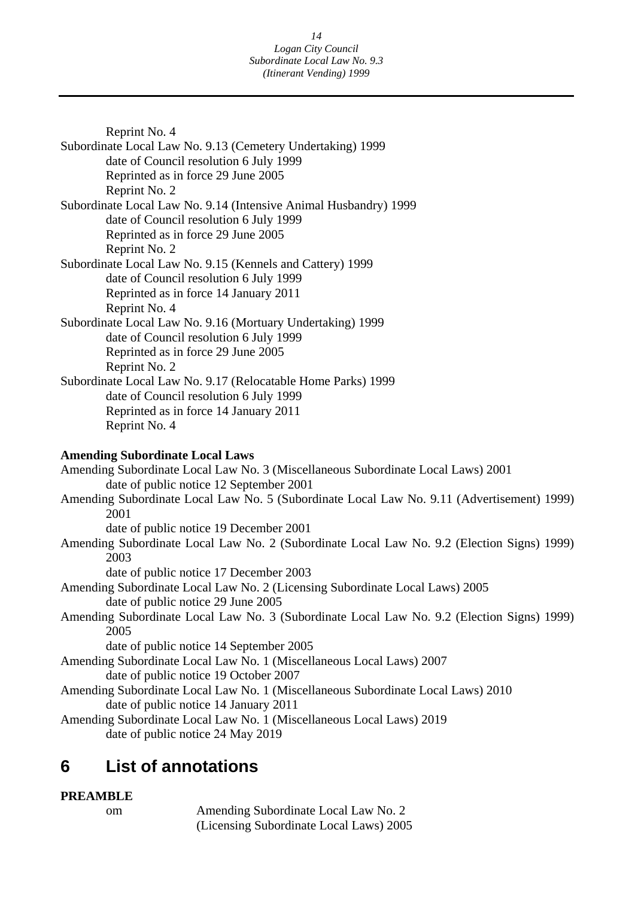Reprint No. 4

Subordinate Local Law No. 9.13 (Cemetery Undertaking) 1999
    date of Council resolution 6 July 1999
    Reprinted as in force 29 June 2005
    Reprint No. 2

Subordinate Local Law No. 9.14 (Intensive Animal Husbandry) 1999
    date of Council resolution 6 July 1999
    Reprinted as in force 29 June 2005
    Reprint No. 2

Subordinate Local Law No. 9.15 (Kennels and Cattery) 1999
    date of Council resolution 6 July 1999
    Reprinted as in force 14 January 2011
    Reprint No. 4

Subordinate Local Law No. 9.16 (Mortuary Undertaking) 1999
    date of Council resolution 6 July 1999
    Reprinted as in force 29 June 2005
    Reprint No. 2

Subordinate Local Law No. 9.17 (Relocatable Home Parks) 1999
    date of Council resolution 6 July 1999
    Reprinted as in force 14 January 2011
    Reprint No. 4

**Amending Subordinate Local Laws**

Amending Subordinate Local Law No. 3 (Miscellaneous Subordinate Local Laws) 2001
    date of public notice 12 September 2001

Amending Subordinate Local Law No. 5 (Subordinate Local Law No. 9.11 (Advertisement) 1999) 2001
    date of public notice 19 December 2001

Amending Subordinate Local Law No. 2 (Subordinate Local Law No. 9.2 (Election Signs) 1999) 2003
    date of public notice 17 December 2003

Amending Subordinate Local Law No. 2 (Licensing Subordinate Local Laws) 2005
    date of public notice 29 June 2005

Amending Subordinate Local Law No. 3 (Subordinate Local Law No. 9.2 (Election Signs) 1999) 2005
    date of public notice 14 September 2005

Amending Subordinate Local Law No. 1 (Miscellaneous Local Laws) 2007
    date of public notice 19 October 2007

Amending Subordinate Local Law No. 1 (Miscellaneous Subordinate Local Laws) 2010
    date of public notice 14 January 2011

Amending Subordinate Local Law No. 1 (Miscellaneous Local Laws) 2019
    date of public notice 24 May 2019

## 6 List of annotations

**PREAMBLE**

om    Amending Subordinate Local Law No. 2 (Licensing Subordinate Local Laws) 2005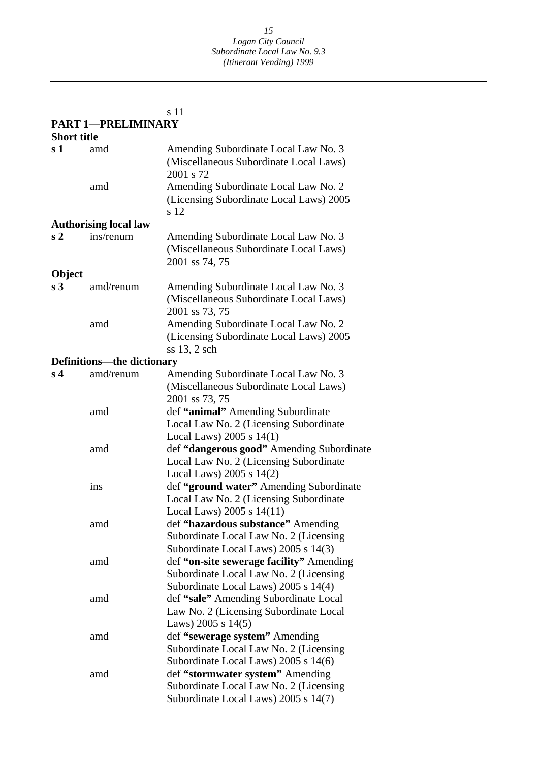s 11

**PART 1—PRELIMINARY**

**Short title**

| | | |
|---|---|---|
| **s 1** | amd | Amending Subordinate Local Law No. 3 (Miscellaneous Subordinate Local Laws) 2001 s 72 |
| | amd | Amending Subordinate Local Law No. 2 (Licensing Subordinate Local Laws) 2005 s 12 |

**Authorising local law**

| | | |
|---|---|---|
| **s 2** | ins/renum | Amending Subordinate Local Law No. 3 (Miscellaneous Subordinate Local Laws) 2001 ss 74, 75 |

**Object**

| | | |
|---|---|---|
| **s 3** | amd/renum | Amending Subordinate Local Law No. 3 (Miscellaneous Subordinate Local Laws) 2001 ss 73, 75 |
| | amd | Amending Subordinate Local Law No. 2 (Licensing Subordinate Local Laws) 2005 ss 13, 2 sch |

**Definitions—the dictionary**

| | | |
|---|---|---|
| **s 4** | amd/renum | Amending Subordinate Local Law No. 3 (Miscellaneous Subordinate Local Laws) 2001 ss 73, 75 |
| | amd | def **"animal"** Amending Subordinate Local Law No. 2 (Licensing Subordinate Local Laws) 2005 s 14(1) |
| | amd | def **"dangerous good"** Amending Subordinate Local Law No. 2 (Licensing Subordinate Local Laws) 2005 s 14(2) |
| | ins | def **"ground water"** Amending Subordinate Local Law No. 2 (Licensing Subordinate Local Laws) 2005 s 14(11) |
| | amd | def **"hazardous substance"** Amending Subordinate Local Law No. 2 (Licensing Subordinate Local Laws) 2005 s 14(3) |
| | amd | def **"on-site sewerage facility"** Amending Subordinate Local Law No. 2 (Licensing Subordinate Local Laws) 2005 s 14(4) |
| | amd | def **"sale"** Amending Subordinate Local Law No. 2 (Licensing Subordinate Local Laws) 2005 s 14(5) |
| | amd | def **"sewerage system"** Amending Subordinate Local Law No. 2 (Licensing Subordinate Local Laws) 2005 s 14(6) |
| | amd | def **"stormwater system"** Amending Subordinate Local Law No. 2 (Licensing Subordinate Local Laws) 2005 s 14(7) |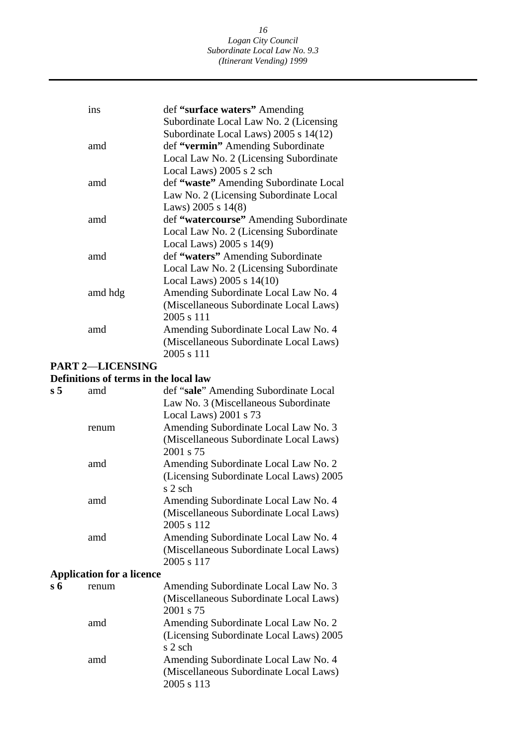| | | |
|---|---|---|
| | ins | def **"surface waters"** Amending Subordinate Local Law No. 2 (Licensing Subordinate Local Laws) 2005 s 14(12) |
| | amd | def **"vermin"** Amending Subordinate Local Law No. 2 (Licensing Subordinate Local Laws) 2005 s 2 sch |
| | amd | def **"waste"** Amending Subordinate Local Law No. 2 (Licensing Subordinate Local Laws) 2005 s 14(8) |
| | amd | def **"watercourse"** Amending Subordinate Local Law No. 2 (Licensing Subordinate Local Laws) 2005 s 14(9) |
| | amd | def **"waters"** Amending Subordinate Local Law No. 2 (Licensing Subordinate Local Laws) 2005 s 14(10) |
| | amd hdg | Amending Subordinate Local Law No. 4 (Miscellaneous Subordinate Local Laws) 2005 s 111 |
| | amd | Amending Subordinate Local Law No. 4 (Miscellaneous Subordinate Local Laws) 2005 s 111 |

**PART 2—LICENSING**

**Definitions of terms in the local law**

| | | |
|---|---|---|
| **s 5** | amd | def "**sale**" Amending Subordinate Local Law No. 3 (Miscellaneous Subordinate Local Laws) 2001 s 73 |
| | renum | Amending Subordinate Local Law No. 3 (Miscellaneous Subordinate Local Laws) 2001 s 75 |
| | amd | Amending Subordinate Local Law No. 2 (Licensing Subordinate Local Laws) 2005 s 2 sch |
| | amd | Amending Subordinate Local Law No. 4 (Miscellaneous Subordinate Local Laws) 2005 s 112 |
| | amd | Amending Subordinate Local Law No. 4 (Miscellaneous Subordinate Local Laws) 2005 s 117 |

**Application for a licence**

| | | |
|---|---|---|
| **s 6** | renum | Amending Subordinate Local Law No. 3 (Miscellaneous Subordinate Local Laws) 2001 s 75 |
| | amd | Amending Subordinate Local Law No. 2 (Licensing Subordinate Local Laws) 2005 s 2 sch |
| | amd | Amending Subordinate Local Law No. 4 (Miscellaneous Subordinate Local Laws) 2005 s 113 |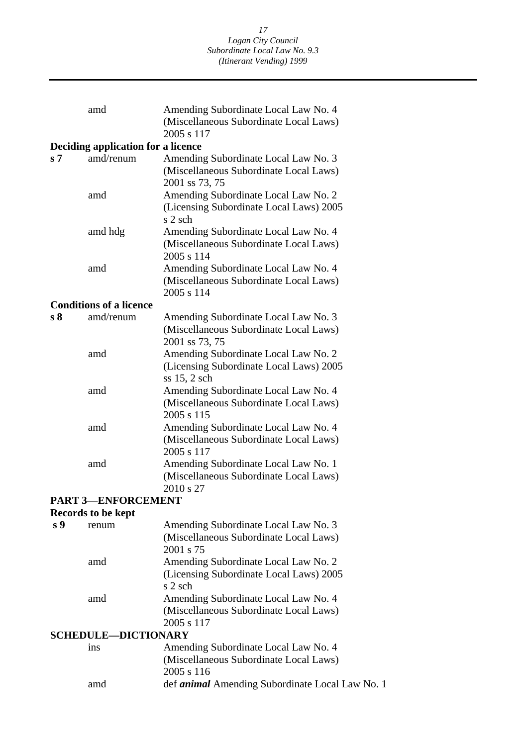| | | |
|---|---|---|
| | amd | Amending Subordinate Local Law No. 4 (Miscellaneous Subordinate Local Laws) 2005 s 117 |
| **Deciding application for a licence** | | |
| **s 7** | amd/renum | Amending Subordinate Local Law No. 3 (Miscellaneous Subordinate Local Laws) 2001 ss 73, 75 |
| | amd | Amending Subordinate Local Law No. 2 (Licensing Subordinate Local Laws) 2005 s 2 sch |
| | amd hdg | Amending Subordinate Local Law No. 4 (Miscellaneous Subordinate Local Laws) 2005 s 114 |
| | amd | Amending Subordinate Local Law No. 4 (Miscellaneous Subordinate Local Laws) 2005 s 114 |
| **Conditions of a licence** | | |
| **s 8** | amd/renum | Amending Subordinate Local Law No. 3 (Miscellaneous Subordinate Local Laws) 2001 ss 73, 75 |
| | amd | Amending Subordinate Local Law No. 2 (Licensing Subordinate Local Laws) 2005 ss 15, 2 sch |
| | amd | Amending Subordinate Local Law No. 4 (Miscellaneous Subordinate Local Laws) 2005 s 115 |
| | amd | Amending Subordinate Local Law No. 4 (Miscellaneous Subordinate Local Laws) 2005 s 117 |
| | amd | Amending Subordinate Local Law No. 1 (Miscellaneous Subordinate Local Laws) 2010 s 27 |
| **PART 3—ENFORCEMENT** | | |
| **Records to be kept** | | |
| **s 9** | renum | Amending Subordinate Local Law No. 3 (Miscellaneous Subordinate Local Laws) 2001 s 75 |
| | amd | Amending Subordinate Local Law No. 2 (Licensing Subordinate Local Laws) 2005 s 2 sch |
| | amd | Amending Subordinate Local Law No. 4 (Miscellaneous Subordinate Local Laws) 2005 s 117 |
| **SCHEDULE—DICTIONARY** | | |
| | ins | Amending Subordinate Local Law No. 4 (Miscellaneous Subordinate Local Laws) 2005 s 116 |
| | amd | def ***animal*** Amending Subordinate Local Law No. 1 |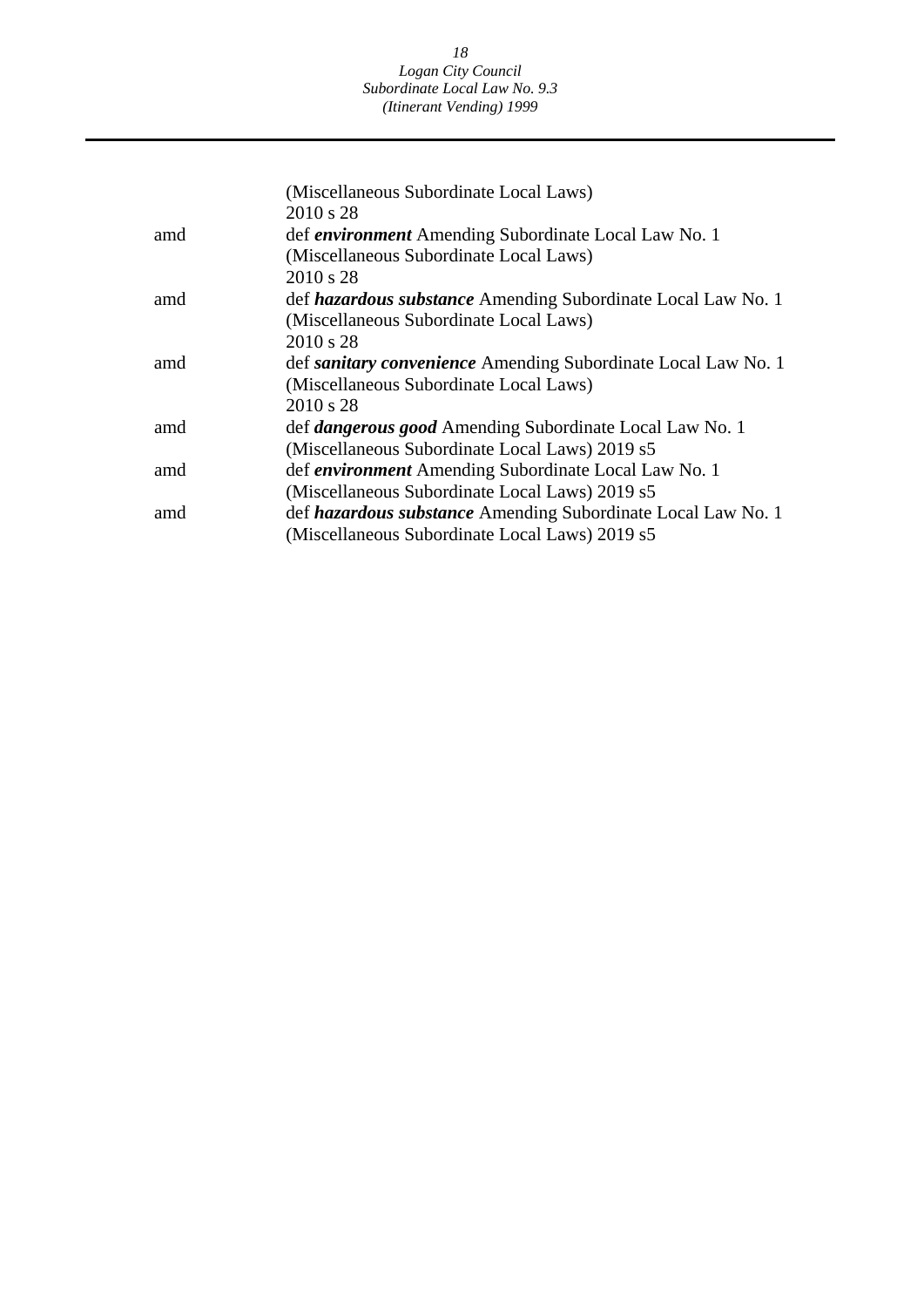| | |
|---|---|
| | (Miscellaneous Subordinate Local Laws) 2010 s 28 |
| amd | def ***environment*** Amending Subordinate Local Law No. 1 (Miscellaneous Subordinate Local Laws) 2010 s 28 |
| amd | def ***hazardous substance*** Amending Subordinate Local Law No. 1 (Miscellaneous Subordinate Local Laws) 2010 s 28 |
| amd | def ***sanitary convenience*** Amending Subordinate Local Law No. 1 (Miscellaneous Subordinate Local Laws) 2010 s 28 |
| amd | def ***dangerous good*** Amending Subordinate Local Law No. 1 (Miscellaneous Subordinate Local Laws) 2019 s5 |
| amd | def ***environment*** Amending Subordinate Local Law No. 1 (Miscellaneous Subordinate Local Laws) 2019 s5 |
| amd | def ***hazardous substance*** Amending Subordinate Local Law No. 1 (Miscellaneous Subordinate Local Laws) 2019 s5 |